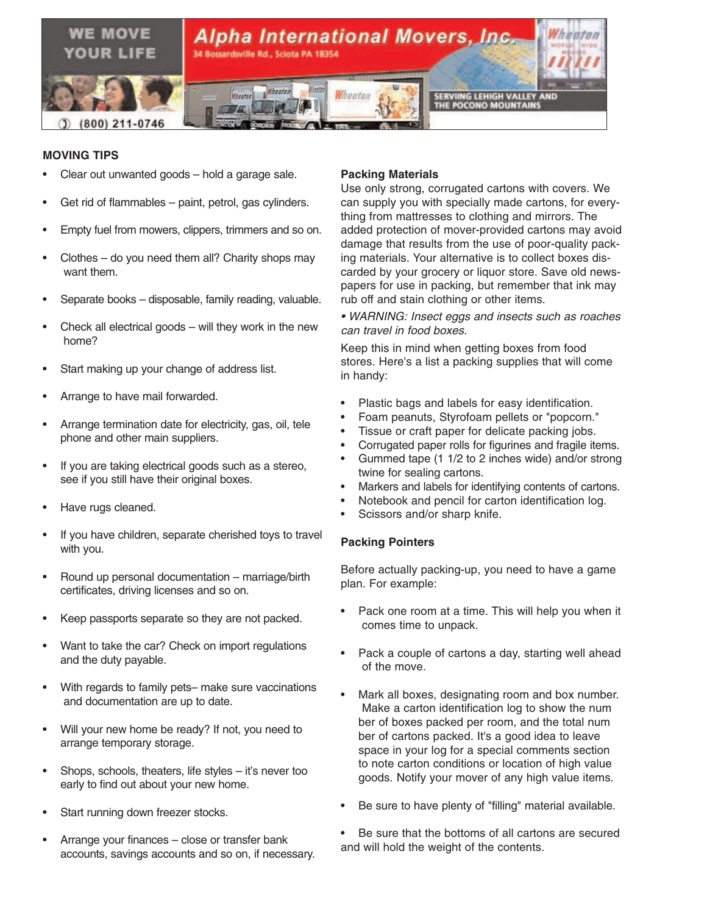WE MOVE YOUR LIFE

# Alpha International Movers, Inc.

34 Bossardsville Rd., Sciota PA 18354

(800) 211-0746

SERVIING LEHIGH VALLEY AND THE POCONO MOUNTAINS

## MOVING TIPS

- Clear out unwanted goods – hold a garage sale.
- Get rid of flammables – paint, petrol, gas cylinders.
- Empty fuel from mowers, clippers, trimmers and so on.
- Clothes – do you need them all? Charity shops may want them.
- Separate books – disposable, family reading, valuable.
- Check all electrical goods – will they work in the new home?
- Start making up your change of address list.
- Arrange to have mail forwarded.
- Arrange termination date for electricity, gas, oil, telephone and other main suppliers.
- If you are taking electrical goods such as a stereo, see if you still have their original boxes.
- Have rugs cleaned.
- If you have children, separate cherished toys to travel with you.
- Round up personal documentation – marriage/birth certificates, driving licenses and so on.
- Keep passports separate so they are not packed.
- Want to take the car? Check on import regulations and the duty payable.
- With regards to family pets– make sure vaccinations and documentation are up to date.
- Will your new home be ready? If not, you need to arrange temporary storage.
- Shops, schools, theaters, life styles – it's never too early to find out about your new home.
- Start running down freezer stocks.
- Arrange your finances – close or transfer bank accounts, savings accounts and so on, if necessary.

### Packing Materials

Use only strong, corrugated cartons with covers. We can supply you with specially made cartons, for everything from mattresses to clothing and mirrors. The added protection of mover-provided cartons may avoid damage that results from the use of poor-quality packing materials. Your alternative is to collect boxes discarded by your grocery or liquor store. Save old newspapers for use in packing, but remember that ink may rub off and stain clothing or other items.

*• WARNING: Insect eggs and insects such as roaches can travel in food boxes.*

Keep this in mind when getting boxes from food stores. Here's a list a packing supplies that will come in handy:

- Plastic bags and labels for easy identification.
- Foam peanuts, Styrofoam pellets or "popcorn."
- Tissue or craft paper for delicate packing jobs.
- Corrugated paper rolls for figurines and fragile items.
- Gummed tape (1 1/2 to 2 inches wide) and/or strong twine for sealing cartons.
- Markers and labels for identifying contents of cartons.
- Notebook and pencil for carton identification log.
- Scissors and/or sharp knife.

### Packing Pointers

Before actually packing-up, you need to have a game plan. For example:

- Pack one room at a time. This will help you when it comes time to unpack.
- Pack a couple of cartons a day, starting well ahead of the move.
- Mark all boxes, designating room and box number. Make a carton identification log to show the number of boxes packed per room, and the total number of cartons packed. It's a good idea to leave space in your log for a special comments section to note carton conditions or location of high value goods. Notify your mover of any high value items.
- Be sure to have plenty of "filling" material available.
- Be sure that the bottoms of all cartons are secured and will hold the weight of the contents.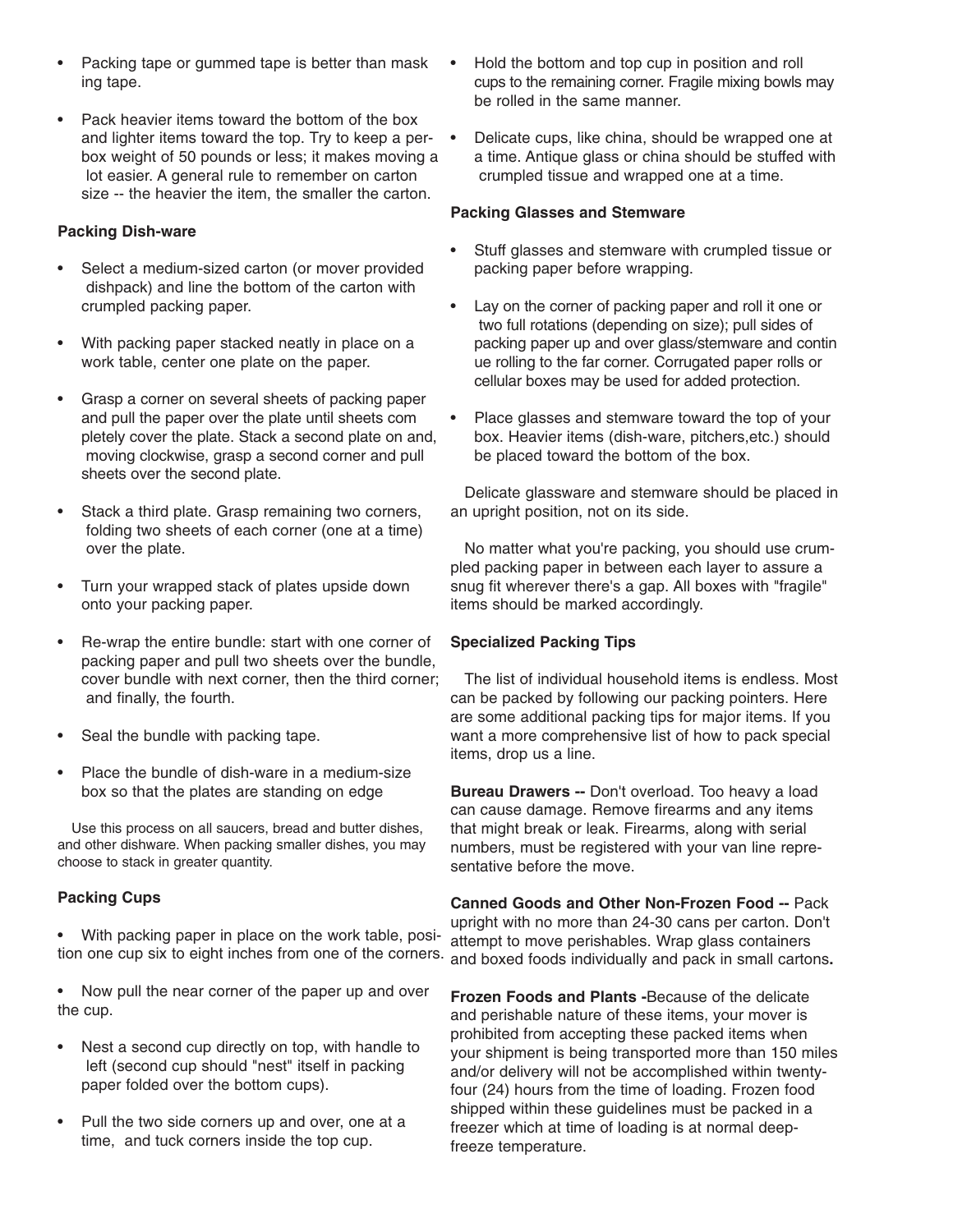- Packing tape or gummed tape is better than masking tape.
- Pack heavier items toward the bottom of the box and lighter items toward the top. Try to keep a per-box weight of 50 pounds or less; it makes moving a lot easier. A general rule to remember on carton size -- the heavier the item, the smaller the carton.

**Packing Dish-ware**

- Select a medium-sized carton (or mover provided dishpack) and line the bottom of the carton with crumpled packing paper.
- With packing paper stacked neatly in place on a work table, center one plate on the paper.
- Grasp a corner on several sheets of packing paper and pull the paper over the plate until sheets completely cover the plate. Stack a second plate on and, moving clockwise, grasp a second corner and pull sheets over the second plate.
- Stack a third plate. Grasp remaining two corners, folding two sheets of each corner (one at a time) over the plate.
- Turn your wrapped stack of plates upside down onto your packing paper.
- Re-wrap the entire bundle: start with one corner of packing paper and pull two sheets over the bundle, cover bundle with next corner, then the third corner; and finally, the fourth.
- Seal the bundle with packing tape.
- Place the bundle of dish-ware in a medium-size box so that the plates are standing on edge

Use this process on all saucers, bread and butter dishes, and other dishware. When packing smaller dishes, you may choose to stack in greater quantity.

**Packing Cups**

- With packing paper in place on the work table, position one cup six to eight inches from one of the corners.
- Now pull the near corner of the paper up and over the cup.
- Nest a second cup directly on top, with handle to left (second cup should "nest" itself in packing paper folded over the bottom cups).
- Pull the two side corners up and over, one at a time, and tuck corners inside the top cup.
- Hold the bottom and top cup in position and roll cups to the remaining corner. Fragile mixing bowls may be rolled in the same manner.
- Delicate cups, like china, should be wrapped one at a time. Antique glass or china should be stuffed with crumpled tissue and wrapped one at a time.

**Packing Glasses and Stemware**

- Stuff glasses and stemware with crumpled tissue or packing paper before wrapping.
- Lay on the corner of packing paper and roll it one or two full rotations (depending on size); pull sides of packing paper up and over glass/stemware and continue rolling to the far corner. Corrugated paper rolls or cellular boxes may be used for added protection.
- Place glasses and stemware toward the top of your box. Heavier items (dish-ware, pitchers,etc.) should be placed toward the bottom of the box.

Delicate glassware and stemware should be placed in an upright position, not on its side.

No matter what you're packing, you should use crumpled packing paper in between each layer to assure a snug fit wherever there's a gap. All boxes with "fragile" items should be marked accordingly.

**Specialized Packing Tips**

The list of individual household items is endless. Most can be packed by following our packing pointers. Here are some additional packing tips for major items. If you want a more comprehensive list of how to pack special items, drop us a line.

**Bureau Drawers --** Don't overload. Too heavy a load can cause damage. Remove firearms and any items that might break or leak. Firearms, along with serial numbers, must be registered with your van line representative before the move.

**Canned Goods and Other Non-Frozen Food --** Pack upright with no more than 24-30 cans per carton. Don't attempt to move perishables. Wrap glass containers and boxed foods individually and pack in small cartons**.**

**Frozen Foods and Plants -**Because of the delicate and perishable nature of these items, your mover is prohibited from accepting these packed items when your shipment is being transported more than 150 miles and/or delivery will not be accomplished within twenty-four (24) hours from the time of loading. Frozen food shipped within these guidelines must be packed in a freezer which at time of loading is at normal deep-freeze temperature.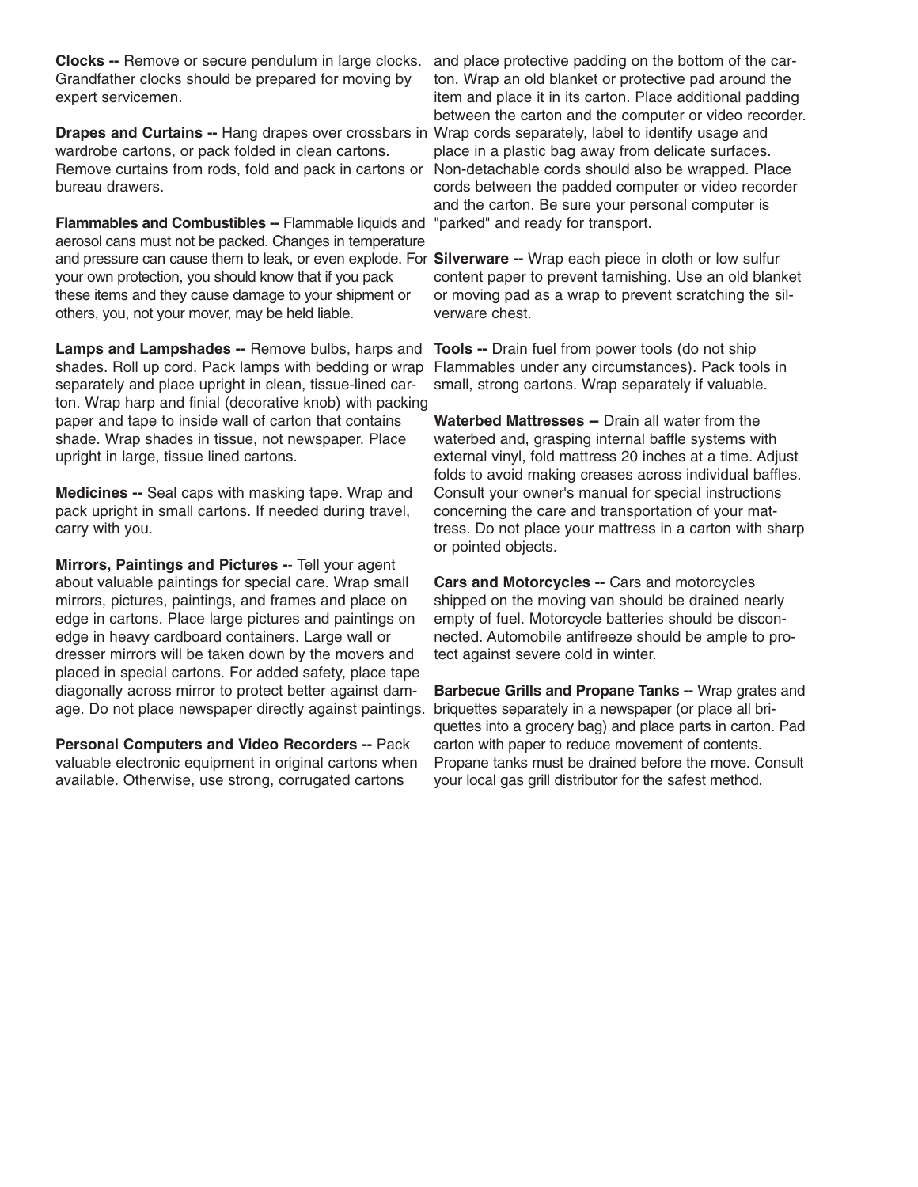**Clocks --** Remove or secure pendulum in large clocks. Grandfather clocks should be prepared for moving by expert servicemen.

**Drapes and Curtains --** Hang drapes over crossbars in wardrobe cartons, or pack folded in clean cartons. Remove curtains from rods, fold and pack in cartons or bureau drawers.

**Flammables and Combustibles --** Flammable liquids and aerosol cans must not be packed. Changes in temperature and pressure can cause them to leak, or even explode. For your own protection, you should know that if you pack these items and they cause damage to your shipment or others, you, not your mover, may be held liable.

**Lamps and Lampshades --** Remove bulbs, harps and shades. Roll up cord. Pack lamps with bedding or wrap separately and place upright in clean, tissue-lined carton. Wrap harp and finial (decorative knob) with packing paper and tape to inside wall of carton that contains shade. Wrap shades in tissue, not newspaper. Place upright in large, tissue lined cartons.

**Medicines --** Seal caps with masking tape. Wrap and pack upright in small cartons. If needed during travel, carry with you.

**Mirrors, Paintings and Pictures --** Tell your agent about valuable paintings for special care. Wrap small mirrors, pictures, paintings, and frames and place on edge in cartons. Place large pictures and paintings on edge in heavy cardboard containers. Large wall or dresser mirrors will be taken down by the movers and placed in special cartons. For added safety, place tape diagonally across mirror to protect better against damage. Do not place newspaper directly against paintings.

**Personal Computers and Video Recorders --** Pack valuable electronic equipment in original cartons when available. Otherwise, use strong, corrugated cartons and place protective padding on the bottom of the carton. Wrap an old blanket or protective pad around the item and place it in its carton. Place additional padding between the carton and the computer or video recorder. Wrap cords separately, label to identify usage and place in a plastic bag away from delicate surfaces. Non-detachable cords should also be wrapped. Place cords between the padded computer or video recorder and the carton. Be sure your personal computer is "parked" and ready for transport.

**Silverware --** Wrap each piece in cloth or low sulfur content paper to prevent tarnishing. Use an old blanket or moving pad as a wrap to prevent scratching the silverware chest.

**Tools --** Drain fuel from power tools (do not ship Flammables under any circumstances). Pack tools in small, strong cartons. Wrap separately if valuable.

**Waterbed Mattresses --** Drain all water from the waterbed and, grasping internal baffle systems with external vinyl, fold mattress 20 inches at a time. Adjust folds to avoid making creases across individual baffles. Consult your owner's manual for special instructions concerning the care and transportation of your mattress. Do not place your mattress in a carton with sharp or pointed objects.

**Cars and Motorcycles --** Cars and motorcycles shipped on the moving van should be drained nearly empty of fuel. Motorcycle batteries should be disconnected. Automobile antifreeze should be ample to protect against severe cold in winter.

**Barbecue Grills and Propane Tanks --** Wrap grates and briquettes separately in a newspaper (or place all briquettes into a grocery bag) and place parts in carton. Pad carton with paper to reduce movement of contents. Propane tanks must be drained before the move. Consult your local gas grill distributor for the safest method.